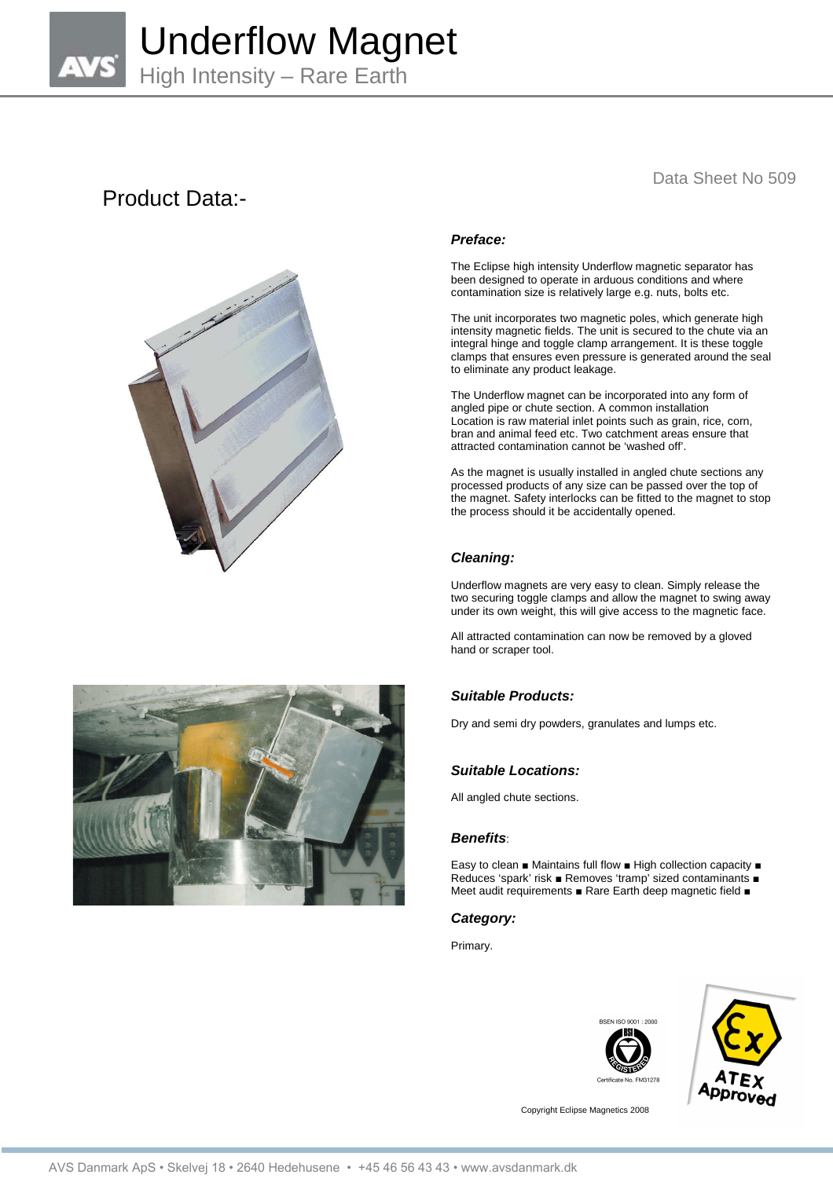# Underflow Magnet

## High Intensity – Rare Earth

Data Sheet No 509

## Product Data:-

### *Preface:*

The Eclipse high intensity Underflow magnetic separator has been designed to operate in arduous conditions and where contamination size is relatively large e.g. nuts, bolts etc.

The unit incorporates two magnetic poles, which generate high intensity magnetic fields. The unit is secured to the chute via an integral hinge and toggle clamp arrangement. It is these toggle clamps that ensures even pressure is generated around the seal to eliminate any product leakage.

The Underflow magnet can be incorporated into any form of angled pipe or chute section. A common installation Location is raw material inlet points such as grain, rice, corn, bran and animal feed etc. Two catchment areas ensure that attracted contamination cannot be 'washed off'.

As the magnet is usually installed in angled chute sections any processed products of any size can be passed over the top of the magnet. Safety interlocks can be fitted to the magnet to stop the process should it be accidentally opened.

### *Cleaning:*

Underflow magnets are very easy to clean. Simply release the two securing toggle clamps and allow the magnet to swing away under its own weight, this will give access to the magnetic face.

All attracted contamination can now be removed by a gloved hand or scraper tool.

### *Suitable Products:*

Dry and semi dry powders, granulates and lumps etc.

### *Suitable Locations:*

All angled chute sections.

### *Benefits*:

Easy to clean ■ Maintains full flow ■ High collection capacity ■ Reduces 'spark' risk ■ Removes 'tramp' sized contaminants ■ Meet audit requirements ■ Rare Earth deep magnetic field ■

### *Category:*

Primary.

BSEN ISO 9001 : 2000

Certificate No. FM31278

ATEX Approved

Copyright Eclipse Magnetics 2008

AVS Danmark ApS • Skelvej 18 • 2640 Hedehusene • +45 46 56 43 43 • www.avsdanmark.dk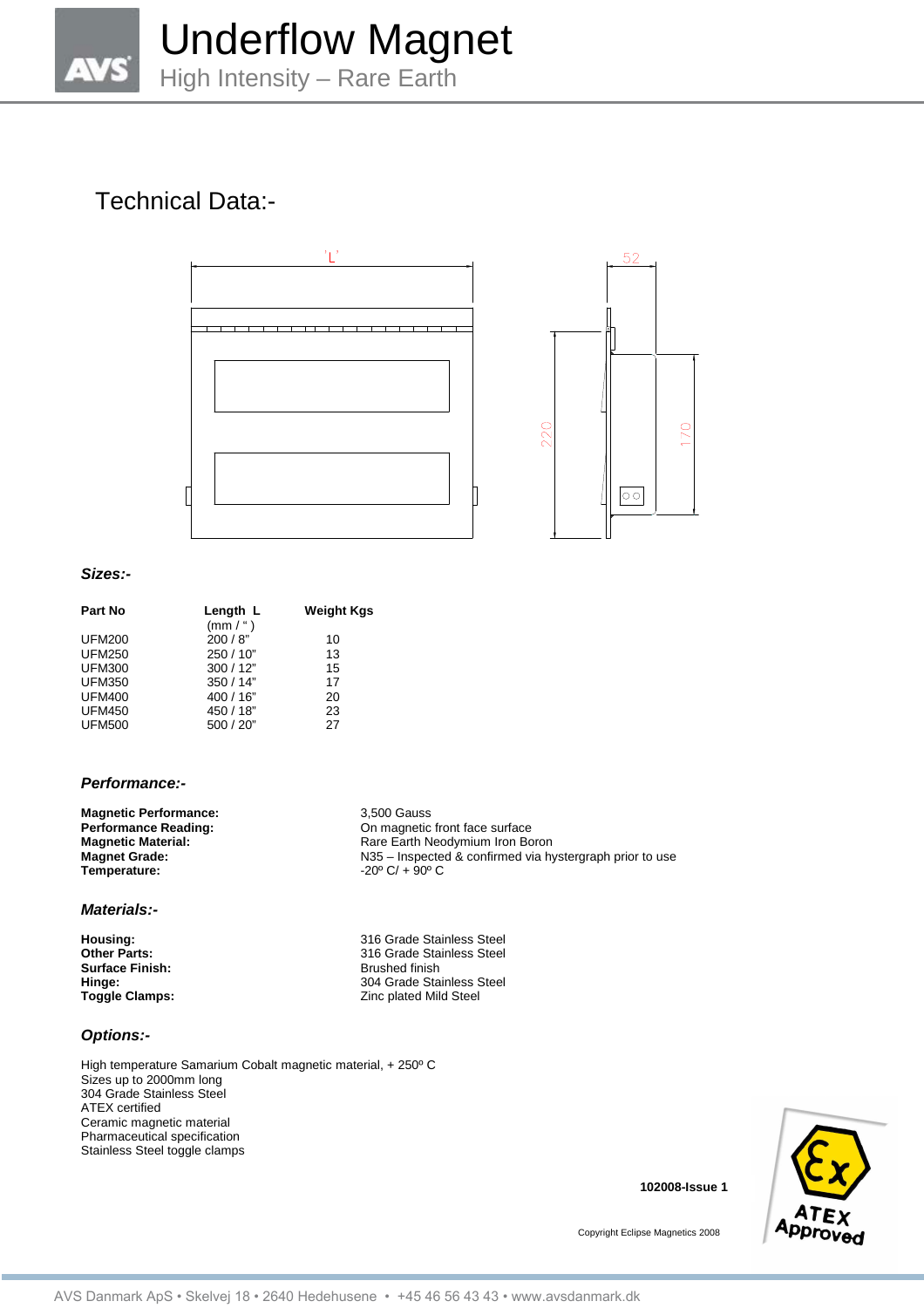# Underflow Magnet

## High Intensity – Rare Earth

## Technical Data:-

'L'

52

220

170

### *Sizes:-*

| Part No | Length L (mm / " ) | Weight Kgs |
|---|---|---|
| UFM200 | 200 / 8" | 10 |
| UFM250 | 250 / 10" | 13 |
| UFM300 | 300 / 12" | 15 |
| UFM350 | 350 / 14" | 17 |
| UFM400 | 400 / 16" | 20 |
| UFM450 | 450 / 18" | 23 |
| UFM500 | 500 / 20" | 27 |

### *Performance:-*

| | |
|---|---|
| **Magnetic Performance:** | 3,500 Gauss |
| **Performance Reading:** | On magnetic front face surface |
| **Magnetic Material:** | Rare Earth Neodymium Iron Boron |
| **Magnet Grade:** | N35 – Inspected & confirmed via hystergraph prior to use |
| **Temperature:** | -20º C/ + 90º C |

### *Materials:-*

| | |
|---|---|
| **Housing:** | 316 Grade Stainless Steel |
| **Other Parts:** | 316 Grade Stainless Steel |
| **Surface Finish:** | Brushed finish |
| **Hinge:** | 304 Grade Stainless Steel |
| **Toggle Clamps:** | Zinc plated Mild Steel |

### *Options:-*

High temperature Samarium Cobalt magnetic material, + 250º C
Sizes up to 2000mm long
304 Grade Stainless Steel
ATEX certified
Ceramic magnetic material
Pharmaceutical specification
Stainless Steel toggle clamps

**102008-Issue 1**

Copyright Eclipse Magnetics 2008

ATEX Approved